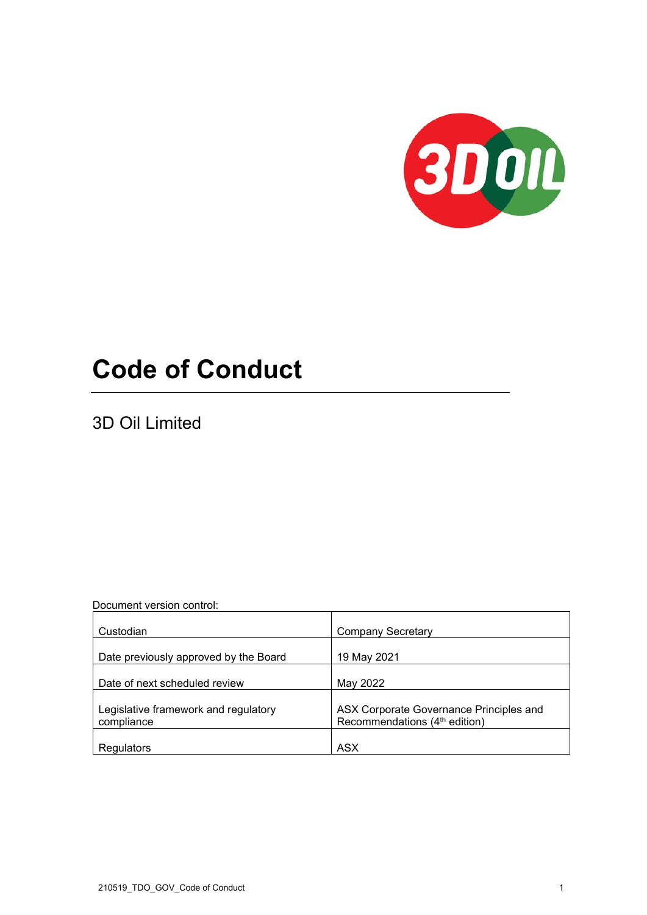# Code of Conduct

3D Oil Limited

Document version control:

| Custodian | Company Secretary |
|---|---|
| Date previously approved by the Board | 19 May 2021 |
| Date of next scheduled review | May 2022 |
| Legislative framework and regulatory compliance | ASX Corporate Governance Principles and Recommendations (4th edition) |
| Regulators | ASX |

210519_TDO_GOV_Code of Conduct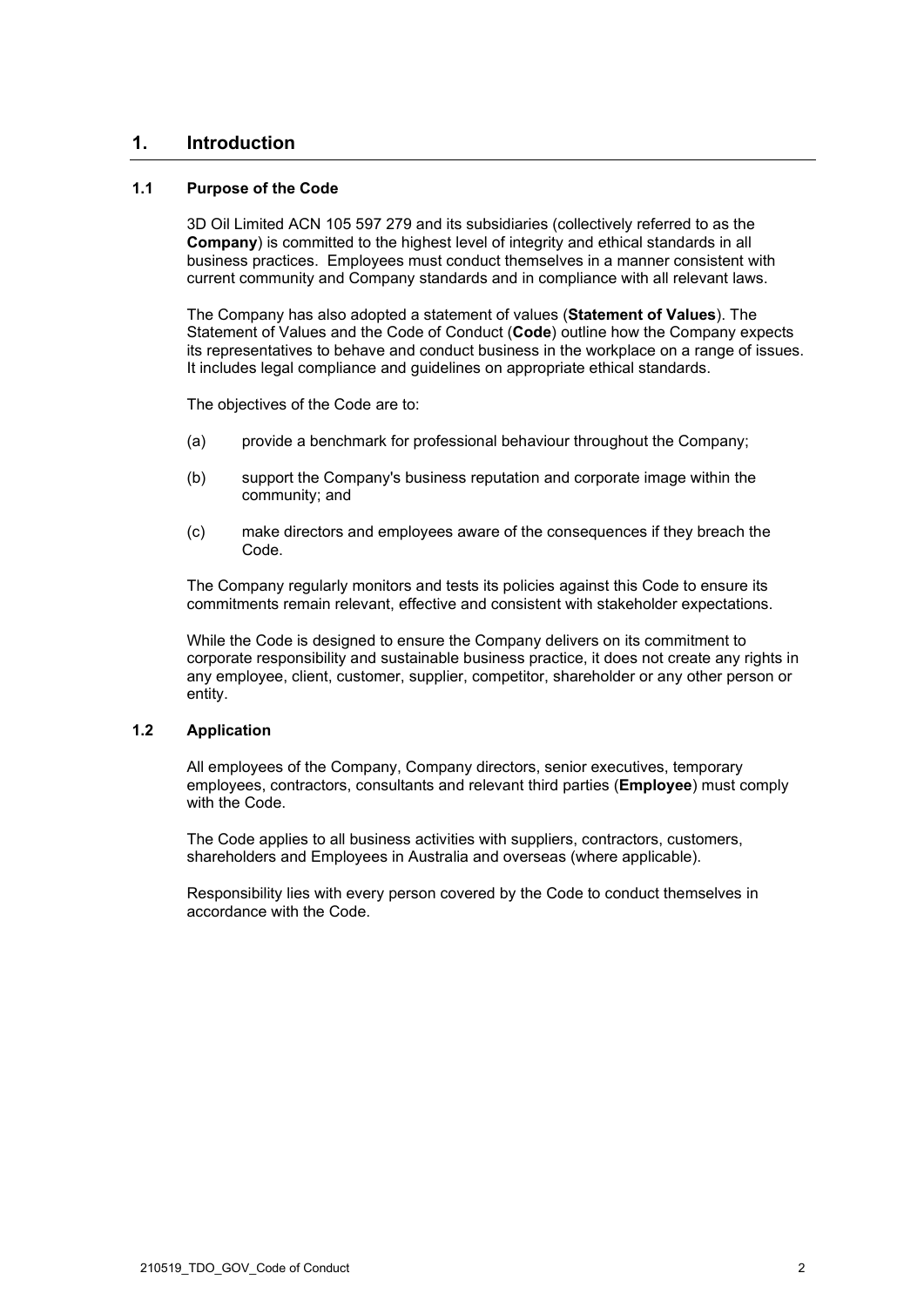# 1. Introduction

## 1.1 Purpose of the Code

3D Oil Limited ACN 105 597 279 and its subsidiaries (collectively referred to as the **Company**) is committed to the highest level of integrity and ethical standards in all business practices. Employees must conduct themselves in a manner consistent with current community and Company standards and in compliance with all relevant laws.

The Company has also adopted a statement of values (**Statement of Values**). The Statement of Values and the Code of Conduct (**Code**) outline how the Company expects its representatives to behave and conduct business in the workplace on a range of issues. It includes legal compliance and guidelines on appropriate ethical standards.

The objectives of the Code are to:

(a) provide a benchmark for professional behaviour throughout the Company;

(b) support the Company's business reputation and corporate image within the community; and

(c) make directors and employees aware of the consequences if they breach the Code.

The Company regularly monitors and tests its policies against this Code to ensure its commitments remain relevant, effective and consistent with stakeholder expectations.

While the Code is designed to ensure the Company delivers on its commitment to corporate responsibility and sustainable business practice, it does not create any rights in any employee, client, customer, supplier, competitor, shareholder or any other person or entity.

## 1.2 Application

All employees of the Company, Company directors, senior executives, temporary employees, contractors, consultants and relevant third parties (**Employee**) must comply with the Code.

The Code applies to all business activities with suppliers, contractors, customers, shareholders and Employees in Australia and overseas (where applicable).

Responsibility lies with every person covered by the Code to conduct themselves in accordance with the Code.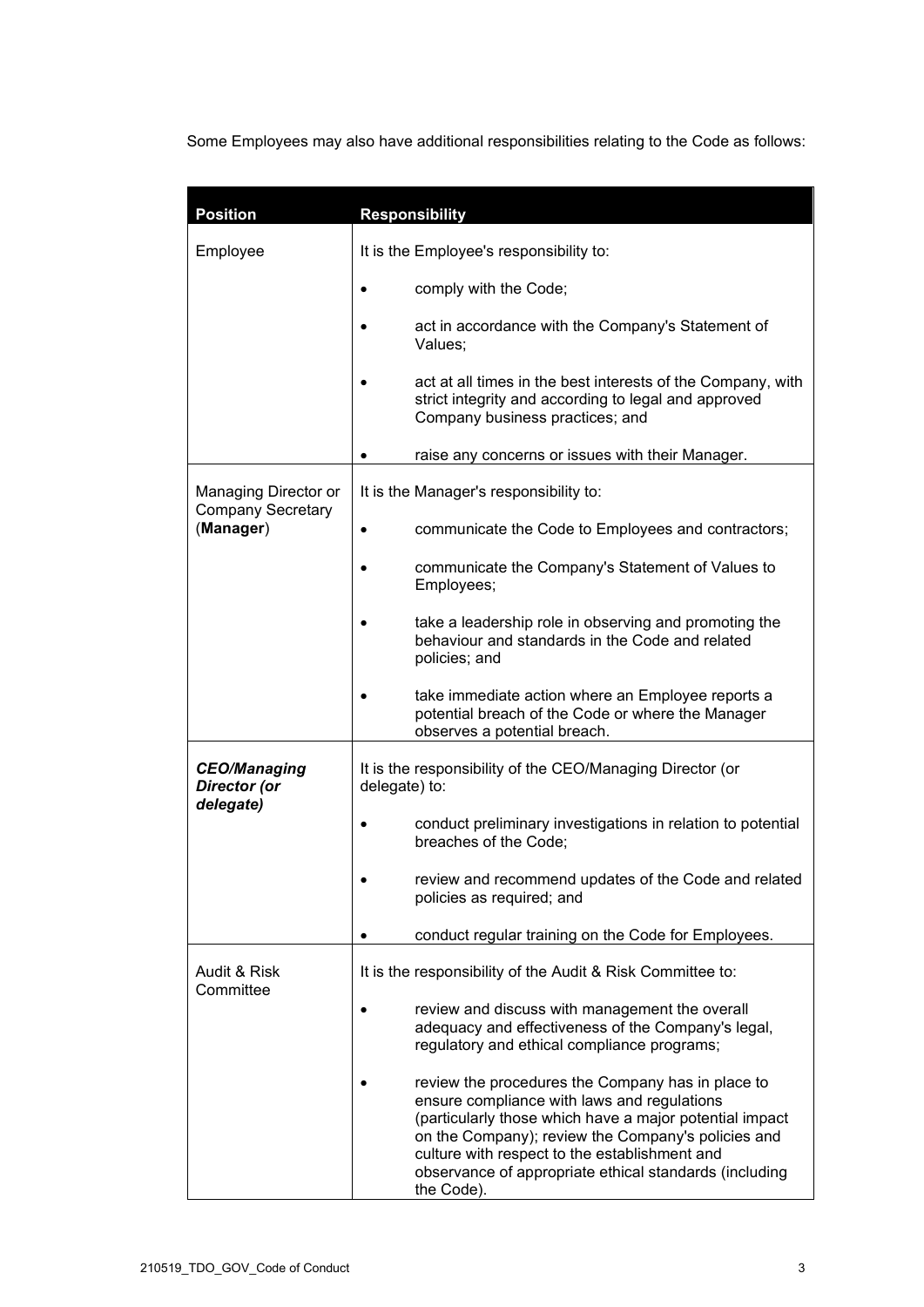Some Employees may also have additional responsibilities relating to the Code as follows:

| Position | Responsibility |
|---|---|
| Employee | It is the Employee's responsibility to:<br>• comply with the Code;<br>• act in accordance with the Company's Statement of Values;<br>• act at all times in the best interests of the Company, with strict integrity and according to legal and approved Company business practices; and<br>• raise any concerns or issues with their Manager. |
| Managing Director or Company Secretary (**Manager**) | It is the Manager's responsibility to:<br>• communicate the Code to Employees and contractors;<br>• communicate the Company's Statement of Values to Employees;<br>• take a leadership role in observing and promoting the behaviour and standards in the Code and related policies; and<br>• take immediate action where an Employee reports a potential breach of the Code or where the Manager observes a potential breach. |
| ***CEO/Managing Director (or delegate)*** | It is the responsibility of the CEO/Managing Director (or delegate) to:<br>• conduct preliminary investigations in relation to potential breaches of the Code;<br>• review and recommend updates of the Code and related policies as required; and<br>• conduct regular training on the Code for Employees. |
| Audit & Risk Committee | It is the responsibility of the Audit & Risk Committee to:<br>• review and discuss with management the overall adequacy and effectiveness of the Company's legal, regulatory and ethical compliance programs;<br>• review the procedures the Company has in place to ensure compliance with laws and regulations (particularly those which have a major potential impact on the Company); review the Company's policies and culture with respect to the establishment and observance of appropriate ethical standards (including the Code). |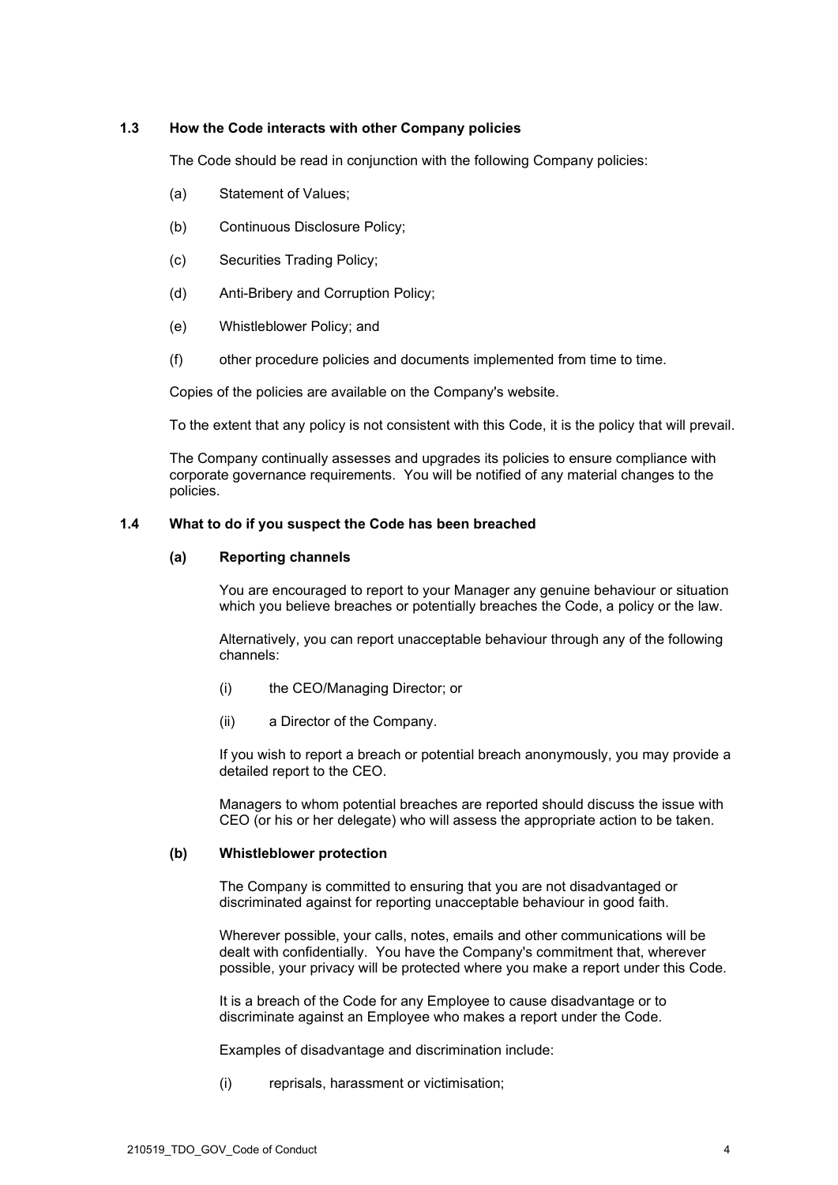### 1.3 How the Code interacts with other Company policies

The Code should be read in conjunction with the following Company policies:

(a) Statement of Values;

(b) Continuous Disclosure Policy;

(c) Securities Trading Policy;

(d) Anti-Bribery and Corruption Policy;

(e) Whistleblower Policy; and

(f) other procedure policies and documents implemented from time to time.

Copies of the policies are available on the Company's website.

To the extent that any policy is not consistent with this Code, it is the policy that will prevail.

The Company continually assesses and upgrades its policies to ensure compliance with corporate governance requirements. You will be notified of any material changes to the policies.

### 1.4 What to do if you suspect the Code has been breached

#### (a) Reporting channels

You are encouraged to report to your Manager any genuine behaviour or situation which you believe breaches or potentially breaches the Code, a policy or the law.

Alternatively, you can report unacceptable behaviour through any of the following channels:

(i) the CEO/Managing Director; or

(ii) a Director of the Company.

If you wish to report a breach or potential breach anonymously, you may provide a detailed report to the CEO.

Managers to whom potential breaches are reported should discuss the issue with CEO (or his or her delegate) who will assess the appropriate action to be taken.

#### (b) Whistleblower protection

The Company is committed to ensuring that you are not disadvantaged or discriminated against for reporting unacceptable behaviour in good faith.

Wherever possible, your calls, notes, emails and other communications will be dealt with confidentially. You have the Company's commitment that, wherever possible, your privacy will be protected where you make a report under this Code.

It is a breach of the Code for any Employee to cause disadvantage or to discriminate against an Employee who makes a report under the Code.

Examples of disadvantage and discrimination include:

(i) reprisals, harassment or victimisation;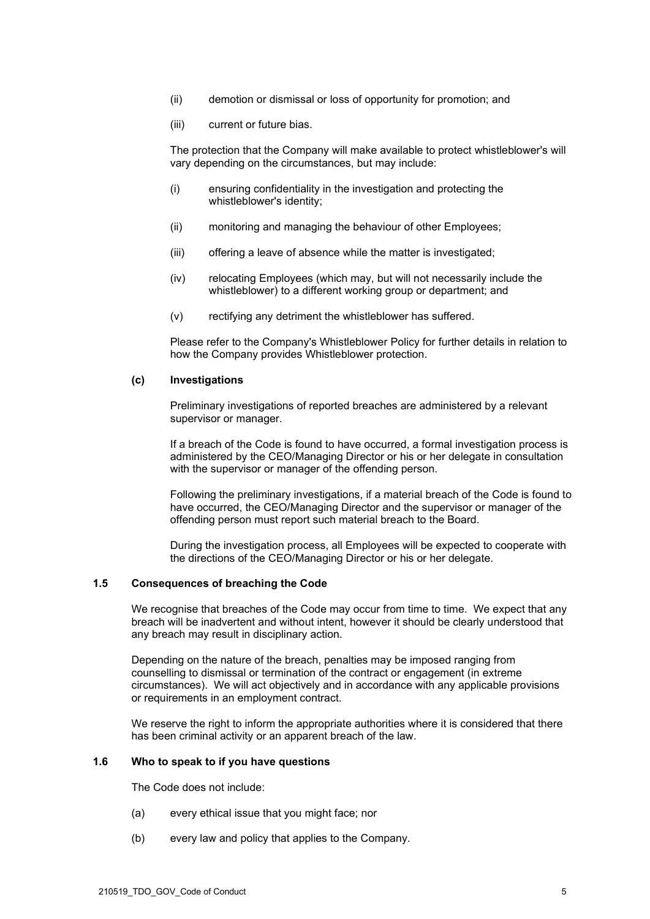(ii) demotion or dismissal or loss of opportunity for promotion; and

(iii) current or future bias.

The protection that the Company will make available to protect whistleblower's will vary depending on the circumstances, but may include:

(i) ensuring confidentiality in the investigation and protecting the whistleblower's identity;

(ii) monitoring and managing the behaviour of other Employees;

(iii) offering a leave of absence while the matter is investigated;

(iv) relocating Employees (which may, but will not necessarily include the whistleblower) to a different working group or department; and

(v) rectifying any detriment the whistleblower has suffered.

Please refer to the Company's Whistleblower Policy for further details in relation to how the Company provides Whistleblower protection.

**(c) Investigations**

Preliminary investigations of reported breaches are administered by a relevant supervisor or manager.

If a breach of the Code is found to have occurred, a formal investigation process is administered by the CEO/Managing Director or his or her delegate in consultation with the supervisor or manager of the offending person.

Following the preliminary investigations, if a material breach of the Code is found to have occurred, the CEO/Managing Director and the supervisor or manager of the offending person must report such material breach to the Board.

During the investigation process, all Employees will be expected to cooperate with the directions of the CEO/Managing Director or his or her delegate.

### 1.5 Consequences of breaching the Code

We recognise that breaches of the Code may occur from time to time. We expect that any breach will be inadvertent and without intent, however it should be clearly understood that any breach may result in disciplinary action.

Depending on the nature of the breach, penalties may be imposed ranging from counselling to dismissal or termination of the contract or engagement (in extreme circumstances). We will act objectively and in accordance with any applicable provisions or requirements in an employment contract.

We reserve the right to inform the appropriate authorities where it is considered that there has been criminal activity or an apparent breach of the law.

### 1.6 Who to speak to if you have questions

The Code does not include:

(a) every ethical issue that you might face; nor

(b) every law and policy that applies to the Company.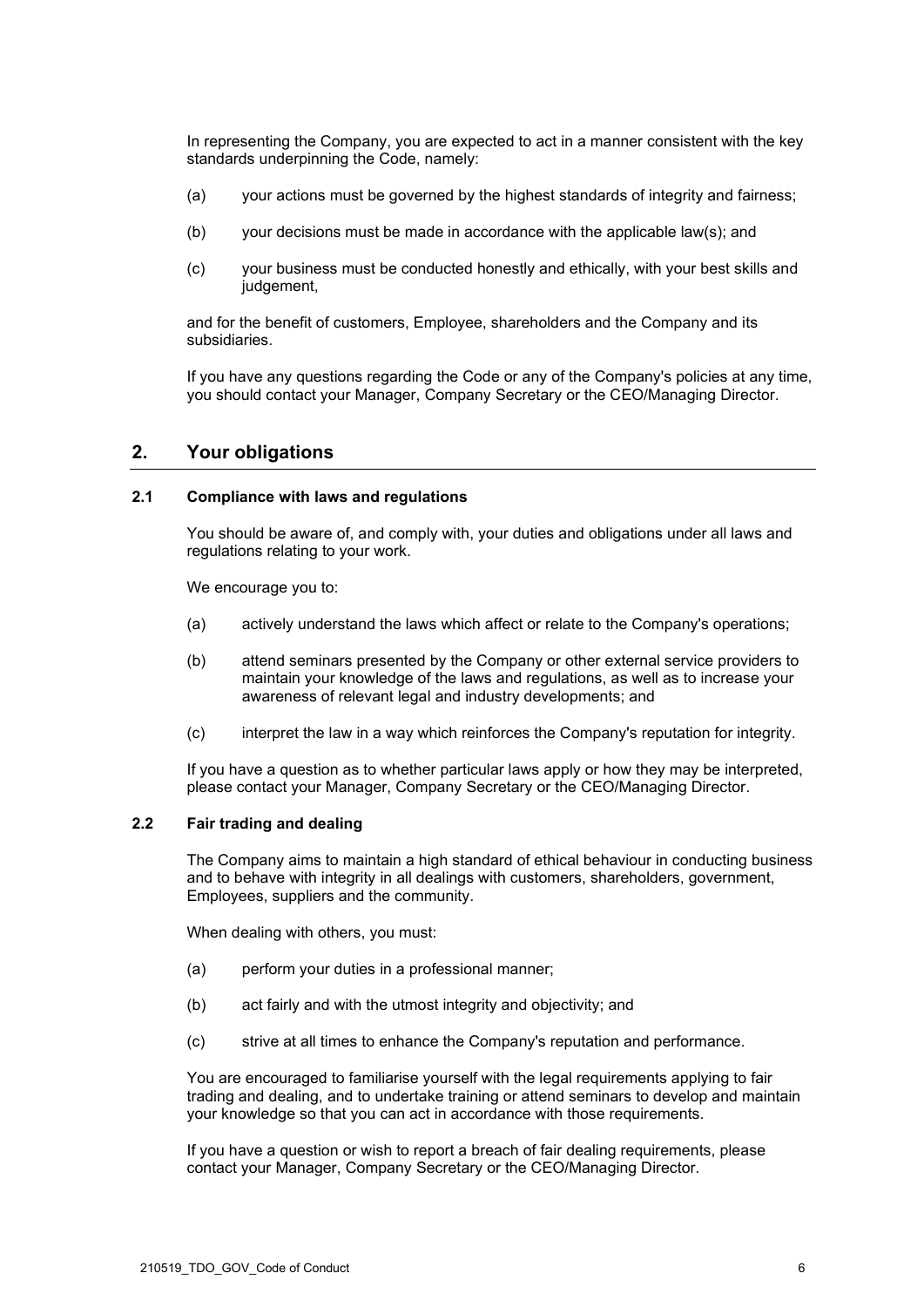In representing the Company, you are expected to act in a manner consistent with the key standards underpinning the Code, namely:

(a) your actions must be governed by the highest standards of integrity and fairness;

(b) your decisions must be made in accordance with the applicable law(s); and

(c) your business must be conducted honestly and ethically, with your best skills and judgement,

and for the benefit of customers, Employee, shareholders and the Company and its subsidiaries.

If you have any questions regarding the Code or any of the Company's policies at any time, you should contact your Manager, Company Secretary or the CEO/Managing Director.

## 2. Your obligations

### 2.1 Compliance with laws and regulations

You should be aware of, and comply with, your duties and obligations under all laws and regulations relating to your work.

We encourage you to:

(a) actively understand the laws which affect or relate to the Company's operations;

(b) attend seminars presented by the Company or other external service providers to maintain your knowledge of the laws and regulations, as well as to increase your awareness of relevant legal and industry developments; and

(c) interpret the law in a way which reinforces the Company's reputation for integrity.

If you have a question as to whether particular laws apply or how they may be interpreted, please contact your Manager, Company Secretary or the CEO/Managing Director.

### 2.2 Fair trading and dealing

The Company aims to maintain a high standard of ethical behaviour in conducting business and to behave with integrity in all dealings with customers, shareholders, government, Employees, suppliers and the community.

When dealing with others, you must:

(a) perform your duties in a professional manner;

(b) act fairly and with the utmost integrity and objectivity; and

(c) strive at all times to enhance the Company's reputation and performance.

You are encouraged to familiarise yourself with the legal requirements applying to fair trading and dealing, and to undertake training or attend seminars to develop and maintain your knowledge so that you can act in accordance with those requirements.

If you have a question or wish to report a breach of fair dealing requirements, please contact your Manager, Company Secretary or the CEO/Managing Director.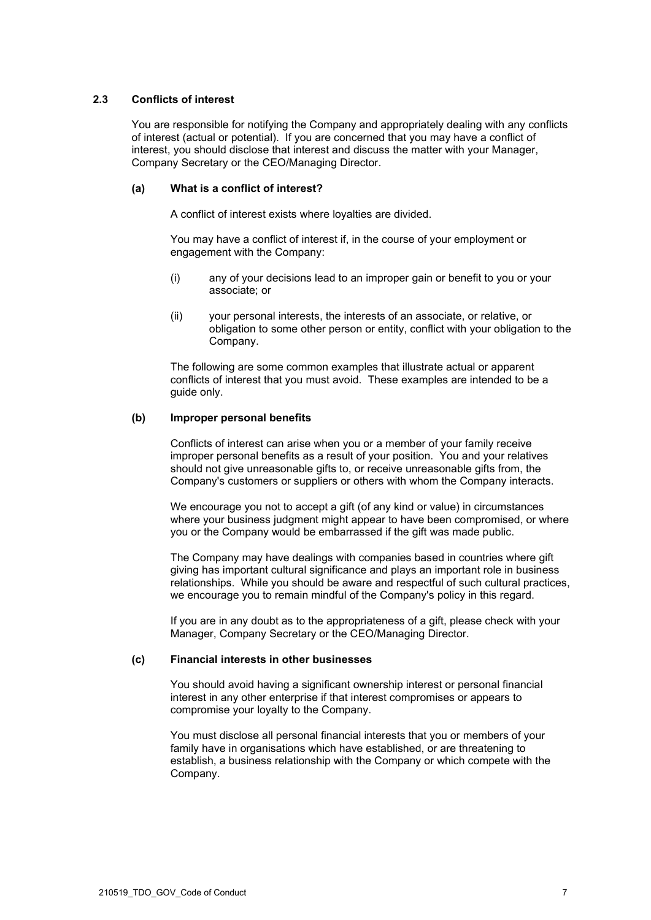### 2.3 Conflicts of interest

You are responsible for notifying the Company and appropriately dealing with any conflicts of interest (actual or potential). If you are concerned that you may have a conflict of interest, you should disclose that interest and discuss the matter with your Manager, Company Secretary or the CEO/Managing Director.

#### (a) What is a conflict of interest?

A conflict of interest exists where loyalties are divided.

You may have a conflict of interest if, in the course of your employment or engagement with the Company:

(i) any of your decisions lead to an improper gain or benefit to you or your associate; or

(ii) your personal interests, the interests of an associate, or relative, or obligation to some other person or entity, conflict with your obligation to the Company.

The following are some common examples that illustrate actual or apparent conflicts of interest that you must avoid. These examples are intended to be a guide only.

#### (b) Improper personal benefits

Conflicts of interest can arise when you or a member of your family receive improper personal benefits as a result of your position. You and your relatives should not give unreasonable gifts to, or receive unreasonable gifts from, the Company's customers or suppliers or others with whom the Company interacts.

We encourage you not to accept a gift (of any kind or value) in circumstances where your business judgment might appear to have been compromised, or where you or the Company would be embarrassed if the gift was made public.

The Company may have dealings with companies based in countries where gift giving has important cultural significance and plays an important role in business relationships. While you should be aware and respectful of such cultural practices, we encourage you to remain mindful of the Company's policy in this regard.

If you are in any doubt as to the appropriateness of a gift, please check with your Manager, Company Secretary or the CEO/Managing Director.

#### (c) Financial interests in other businesses

You should avoid having a significant ownership interest or personal financial interest in any other enterprise if that interest compromises or appears to compromise your loyalty to the Company.

You must disclose all personal financial interests that you or members of your family have in organisations which have established, or are threatening to establish, a business relationship with the Company or which compete with the Company.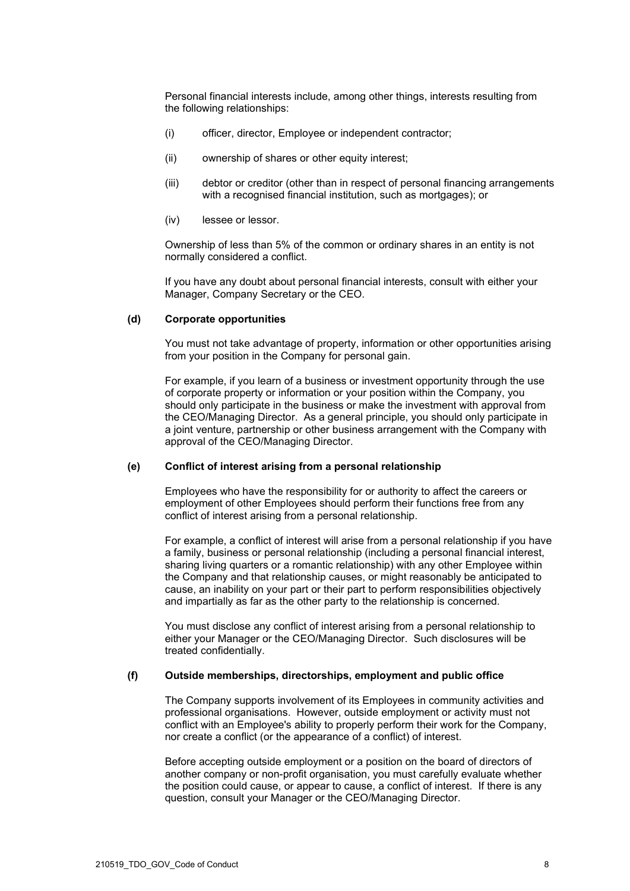Personal financial interests include, among other things, interests resulting from the following relationships:

(i) officer, director, Employee or independent contractor;

(ii) ownership of shares or other equity interest;

(iii) debtor or creditor (other than in respect of personal financing arrangements with a recognised financial institution, such as mortgages); or

(iv) lessee or lessor.

Ownership of less than 5% of the common or ordinary shares in an entity is not normally considered a conflict.

If you have any doubt about personal financial interests, consult with either your Manager, Company Secretary or the CEO.

**(d) Corporate opportunities**

You must not take advantage of property, information or other opportunities arising from your position in the Company for personal gain.

For example, if you learn of a business or investment opportunity through the use of corporate property or information or your position within the Company, you should only participate in the business or make the investment with approval from the CEO/Managing Director. As a general principle, you should only participate in a joint venture, partnership or other business arrangement with the Company with approval of the CEO/Managing Director.

**(e) Conflict of interest arising from a personal relationship**

Employees who have the responsibility for or authority to affect the careers or employment of other Employees should perform their functions free from any conflict of interest arising from a personal relationship.

For example, a conflict of interest will arise from a personal relationship if you have a family, business or personal relationship (including a personal financial interest, sharing living quarters or a romantic relationship) with any other Employee within the Company and that relationship causes, or might reasonably be anticipated to cause, an inability on your part or their part to perform responsibilities objectively and impartially as far as the other party to the relationship is concerned.

You must disclose any conflict of interest arising from a personal relationship to either your Manager or the CEO/Managing Director. Such disclosures will be treated confidentially.

**(f) Outside memberships, directorships, employment and public office**

The Company supports involvement of its Employees in community activities and professional organisations. However, outside employment or activity must not conflict with an Employee's ability to properly perform their work for the Company, nor create a conflict (or the appearance of a conflict) of interest.

Before accepting outside employment or a position on the board of directors of another company or non-profit organisation, you must carefully evaluate whether the position could cause, or appear to cause, a conflict of interest. If there is any question, consult your Manager or the CEO/Managing Director.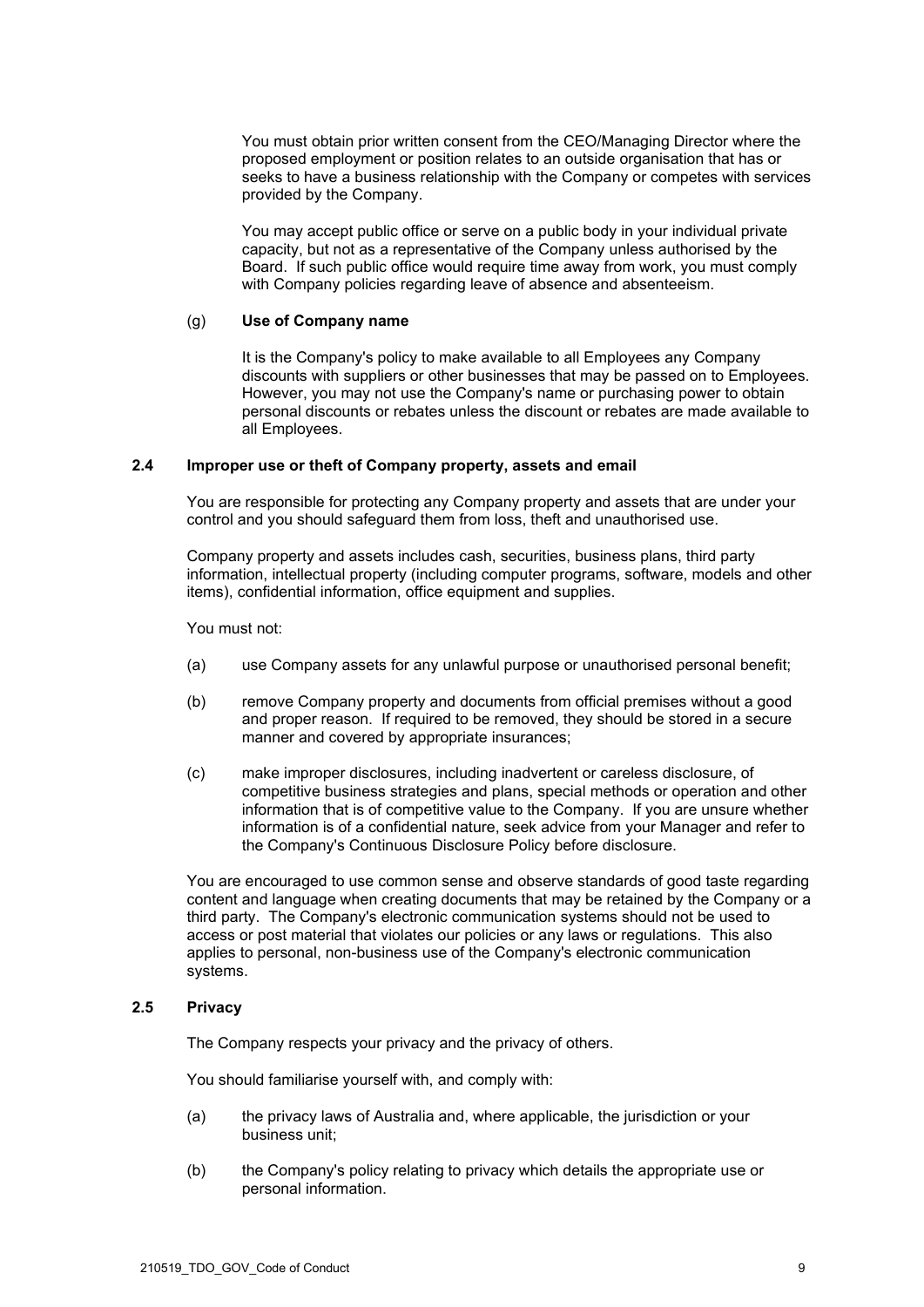You must obtain prior written consent from the CEO/Managing Director where the proposed employment or position relates to an outside organisation that has or seeks to have a business relationship with the Company or competes with services provided by the Company.

You may accept public office or serve on a public body in your individual private capacity, but not as a representative of the Company unless authorised by the Board. If such public office would require time away from work, you must comply with Company policies regarding leave of absence and absenteeism.

(g) **Use of Company name**

It is the Company's policy to make available to all Employees any Company discounts with suppliers or other businesses that may be passed on to Employees. However, you may not use the Company's name or purchasing power to obtain personal discounts or rebates unless the discount or rebates are made available to all Employees.

### 2.4 Improper use or theft of Company property, assets and email

You are responsible for protecting any Company property and assets that are under your control and you should safeguard them from loss, theft and unauthorised use.

Company property and assets includes cash, securities, business plans, third party information, intellectual property (including computer programs, software, models and other items), confidential information, office equipment and supplies.

You must not:

(a) use Company assets for any unlawful purpose or unauthorised personal benefit;

(b) remove Company property and documents from official premises without a good and proper reason. If required to be removed, they should be stored in a secure manner and covered by appropriate insurances;

(c) make improper disclosures, including inadvertent or careless disclosure, of competitive business strategies and plans, special methods or operation and other information that is of competitive value to the Company. If you are unsure whether information is of a confidential nature, seek advice from your Manager and refer to the Company's Continuous Disclosure Policy before disclosure.

You are encouraged to use common sense and observe standards of good taste regarding content and language when creating documents that may be retained by the Company or a third party. The Company's electronic communication systems should not be used to access or post material that violates our policies or any laws or regulations. This also applies to personal, non-business use of the Company's electronic communication systems.

### 2.5 Privacy

The Company respects your privacy and the privacy of others.

You should familiarise yourself with, and comply with:

(a) the privacy laws of Australia and, where applicable, the jurisdiction or your business unit;

(b) the Company's policy relating to privacy which details the appropriate use or personal information.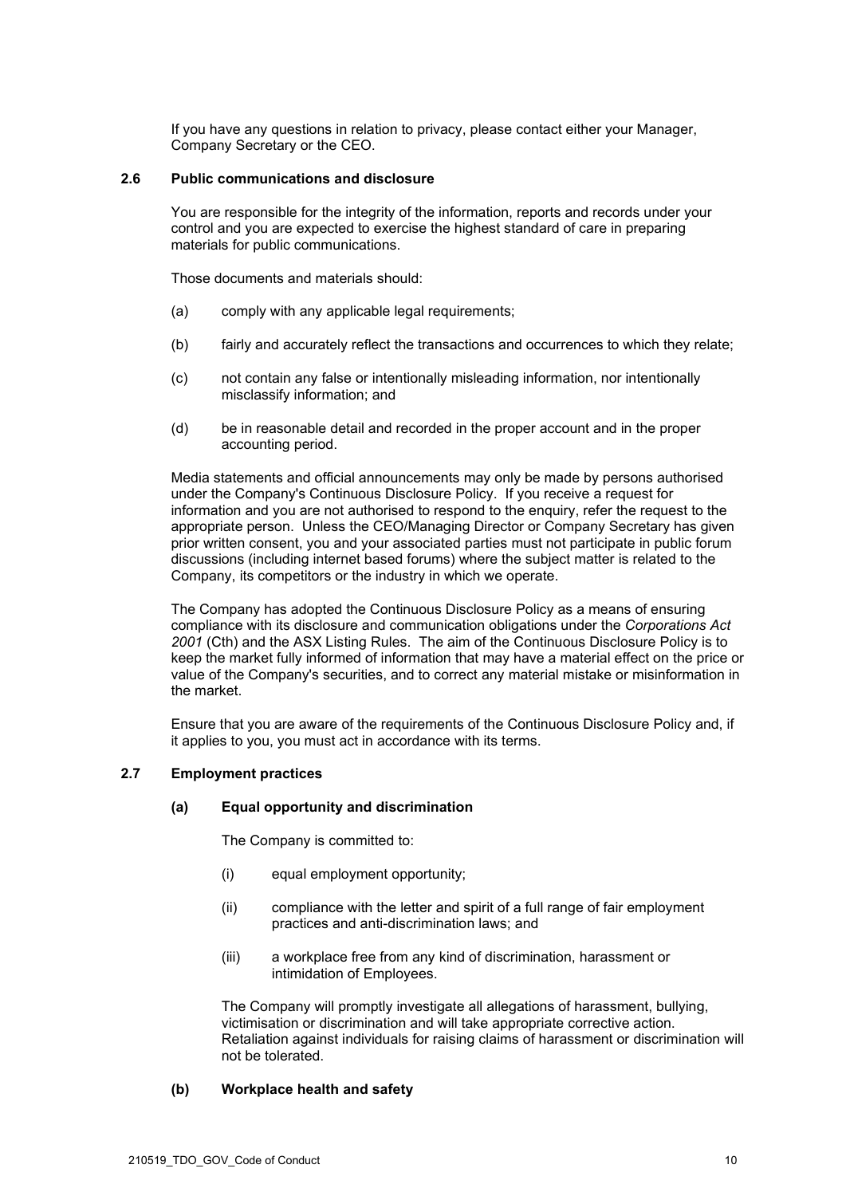If you have any questions in relation to privacy, please contact either your Manager, Company Secretary or the CEO.

### 2.6 Public communications and disclosure

You are responsible for the integrity of the information, reports and records under your control and you are expected to exercise the highest standard of care in preparing materials for public communications.

Those documents and materials should:

(a) comply with any applicable legal requirements;

(b) fairly and accurately reflect the transactions and occurrences to which they relate;

(c) not contain any false or intentionally misleading information, nor intentionally misclassify information; and

(d) be in reasonable detail and recorded in the proper account and in the proper accounting period.

Media statements and official announcements may only be made by persons authorised under the Company's Continuous Disclosure Policy. If you receive a request for information and you are not authorised to respond to the enquiry, refer the request to the appropriate person. Unless the CEO/Managing Director or Company Secretary has given prior written consent, you and your associated parties must not participate in public forum discussions (including internet based forums) where the subject matter is related to the Company, its competitors or the industry in which we operate.

The Company has adopted the Continuous Disclosure Policy as a means of ensuring compliance with its disclosure and communication obligations under the *Corporations Act 2001* (Cth) and the ASX Listing Rules. The aim of the Continuous Disclosure Policy is to keep the market fully informed of information that may have a material effect on the price or value of the Company's securities, and to correct any material mistake or misinformation in the market.

Ensure that you are aware of the requirements of the Continuous Disclosure Policy and, if it applies to you, you must act in accordance with its terms.

### 2.7 Employment practices

#### (a) Equal opportunity and discrimination

The Company is committed to:

(i) equal employment opportunity;

(ii) compliance with the letter and spirit of a full range of fair employment practices and anti-discrimination laws; and

(iii) a workplace free from any kind of discrimination, harassment or intimidation of Employees.

The Company will promptly investigate all allegations of harassment, bullying, victimisation or discrimination and will take appropriate corrective action. Retaliation against individuals for raising claims of harassment or discrimination will not be tolerated.

#### (b) Workplace health and safety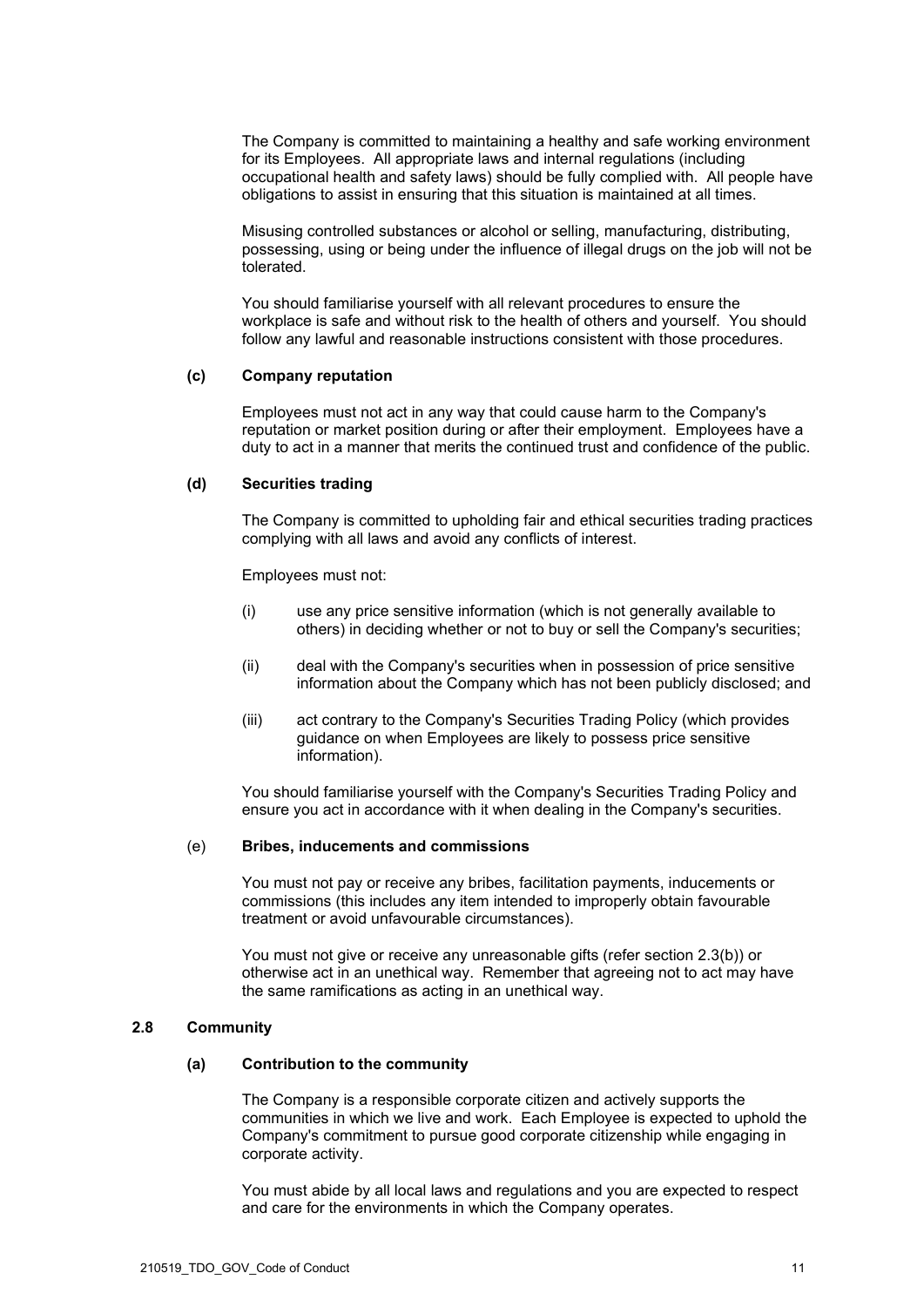The Company is committed to maintaining a healthy and safe working environment for its Employees. All appropriate laws and internal regulations (including occupational health and safety laws) should be fully complied with. All people have obligations to assist in ensuring that this situation is maintained at all times.

Misusing controlled substances or alcohol or selling, manufacturing, distributing, possessing, using or being under the influence of illegal drugs on the job will not be tolerated.

You should familiarise yourself with all relevant procedures to ensure the workplace is safe and without risk to the health of others and yourself. You should follow any lawful and reasonable instructions consistent with those procedures.

#### (c) Company reputation

Employees must not act in any way that could cause harm to the Company's reputation or market position during or after their employment. Employees have a duty to act in a manner that merits the continued trust and confidence of the public.

#### (d) Securities trading

The Company is committed to upholding fair and ethical securities trading practices complying with all laws and avoid any conflicts of interest.

Employees must not:

(i) use any price sensitive information (which is not generally available to others) in deciding whether or not to buy or sell the Company's securities;

(ii) deal with the Company's securities when in possession of price sensitive information about the Company which has not been publicly disclosed; and

(iii) act contrary to the Company's Securities Trading Policy (which provides guidance on when Employees are likely to possess price sensitive information).

You should familiarise yourself with the Company's Securities Trading Policy and ensure you act in accordance with it when dealing in the Company's securities.

#### (e) Bribes, inducements and commissions

You must not pay or receive any bribes, facilitation payments, inducements or commissions (this includes any item intended to improperly obtain favourable treatment or avoid unfavourable circumstances).

You must not give or receive any unreasonable gifts (refer section 2.3(b)) or otherwise act in an unethical way. Remember that agreeing not to act may have the same ramifications as acting in an unethical way.

### 2.8 Community

#### (a) Contribution to the community

The Company is a responsible corporate citizen and actively supports the communities in which we live and work. Each Employee is expected to uphold the Company's commitment to pursue good corporate citizenship while engaging in corporate activity.

You must abide by all local laws and regulations and you are expected to respect and care for the environments in which the Company operates.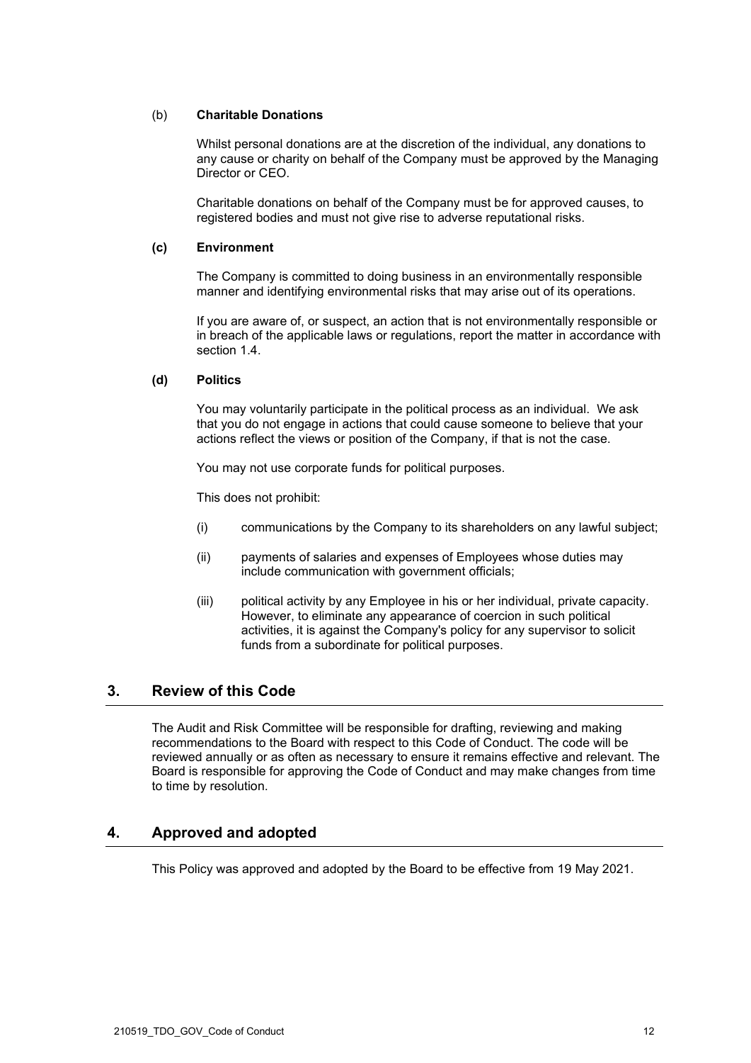(b) **Charitable Donations**

Whilst personal donations are at the discretion of the individual, any donations to any cause or charity on behalf of the Company must be approved by the Managing Director or CEO.

Charitable donations on behalf of the Company must be for approved causes, to registered bodies and must not give rise to adverse reputational risks.

**(c) Environment**

The Company is committed to doing business in an environmentally responsible manner and identifying environmental risks that may arise out of its operations.

If you are aware of, or suspect, an action that is not environmentally responsible or in breach of the applicable laws or regulations, report the matter in accordance with section 1.4.

**(d) Politics**

You may voluntarily participate in the political process as an individual. We ask that you do not engage in actions that could cause someone to believe that your actions reflect the views or position of the Company, if that is not the case.

You may not use corporate funds for political purposes.

This does not prohibit:

(i) communications by the Company to its shareholders on any lawful subject;

(ii) payments of salaries and expenses of Employees whose duties may include communication with government officials;

(iii) political activity by any Employee in his or her individual, private capacity. However, to eliminate any appearance of coercion in such political activities, it is against the Company's policy for any supervisor to solicit funds from a subordinate for political purposes.

## 3. Review of this Code

The Audit and Risk Committee will be responsible for drafting, reviewing and making recommendations to the Board with respect to this Code of Conduct. The code will be reviewed annually or as often as necessary to ensure it remains effective and relevant. The Board is responsible for approving the Code of Conduct and may make changes from time to time by resolution.

## 4. Approved and adopted

This Policy was approved and adopted by the Board to be effective from 19 May 2021.